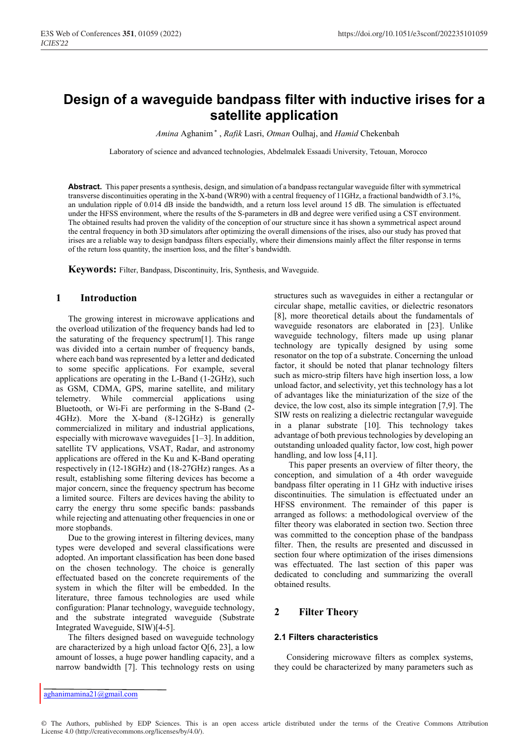# Design of a waveguide bandpass filter with inductive irises for a satellite application

*Amina* Aghanim*, *Rafik* Lasri, *Otman* Oulhaj, and *Hamid* Chekenbah

Laboratory of science and advanced technologies, Abdelmalek Essaadi University, Tetouan, Morocco

**Abstract.** This paper presents a synthesis, design, and simulation of a bandpass rectangular waveguide filter with symmetrical transverse discontinuities operating in the X-band (WR90) with a central frequency of 11GHz, a fractional bandwidth of 3.1%, an undulation ripple of 0.014 dB inside the bandwidth, and a return loss level around 15 dB. The simulation is effectuated under the HFSS environment, where the results of the S-parameters in dB and degree were verified using a CST environment. The obtained results had proven the validity of the conception of our structure since it has shown a symmetrical aspect around the central frequency in both 3D simulators after optimizing the overall dimensions of the irises, also our study has proved that irises are a reliable way to design bandpass filters especially, where their dimensions mainly affect the filter response in terms of the return loss quantity, the insertion loss, and the filter's bandwidth.

**Keywords:** Filter, Bandpass, Discontinuity, Iris, Synthesis, and Waveguide.

## 1 Introduction

The growing interest in microwave applications and the overload utilization of the frequency bands had led to the saturating of the frequency spectrum[1]. This range was divided into a certain number of frequency bands, where each band was represented by a letter and dedicated to some specific applications. For example, several applications are operating in the L-Band (1-2GHz), such as GSM, CDMA, GPS, marine satellite, and military telemetry. While commercial applications using Bluetooth, or Wi-Fi are performing in the S-Band (2-4GHz). More the X-band (8-12GHz) is generally commercialized in military and industrial applications, especially with microwave waveguides [1–3]. In addition, satellite TV applications, VSAT, Radar, and astronomy applications are offered in the Ku and K-Band operating respectively in (12-18GHz) and (18-27GHz) ranges. As a result, establishing some filtering devices has become a major concern, since the frequency spectrum has become a limited source. Filters are devices having the ability to carry the energy thru some specific bands: passbands while rejecting and attenuating other frequencies in one or more stopbands.

Due to the growing interest in filtering devices, many types were developed and several classifications were adopted. An important classification has been done based on the chosen technology. The choice is generally effectuated based on the concrete requirements of the system in which the filter will be embedded. In the literature, three famous technologies are used while configuration: Planar technology, waveguide technology, and the substrate integrated waveguide (Substrate Integrated Waveguide, SIW)[4-5].

The filters designed based on waveguide technology are characterized by a high unload factor Q[6, 23], a low amount of losses, a huge power handling capacity, and a narrow bandwidth [7]. This technology rests on using structures such as waveguides in either a rectangular or circular shape, metallic cavities, or dielectric resonators [8], more theoretical details about the fundamentals of waveguide resonators are elaborated in [23]. Unlike waveguide technology, filters made up using planar technology are typically designed by using some resonator on the top of a substrate. Concerning the unload factor, it should be noted that planar technology filters such as micro-strip filters have high insertion loss, a low unload factor, and selectivity, yet this technology has a lot of advantages like the miniaturization of the size of the device, the low cost, also its simple integration [7,9]. The SIW rests on realizing a dielectric rectangular waveguide in a planar substrate [10]. This technology takes advantage of both previous technologies by developing an outstanding unloaded quality factor, low cost, high power handling, and low loss [4,11].

This paper presents an overview of filter theory, the conception, and simulation of a 4th order waveguide bandpass filter operating in 11 GHz with inductive irises discontinuities. The simulation is effectuated under an HFSS environment. The remainder of this paper is arranged as follows: a methodological overview of the filter theory was elaborated in section two. Section three was committed to the conception phase of the bandpass filter. Then, the results are presented and discussed in section four where optimization of the irises dimensions was effectuated. The last section of this paper was dedicated to concluding and summarizing the overall obtained results.

## 2 Filter Theory

### 2.1 Filters characteristics

Considering microwave filters as complex systems, they could be characterized by many parameters such as

---

aghanimamina21@gmail.com

© The Authors, published by EDP Sciences. This is an open access article distributed under the terms of the Creative Commons Attribution License 4.0 (http://creativecommons.org/licenses/by/4.0/).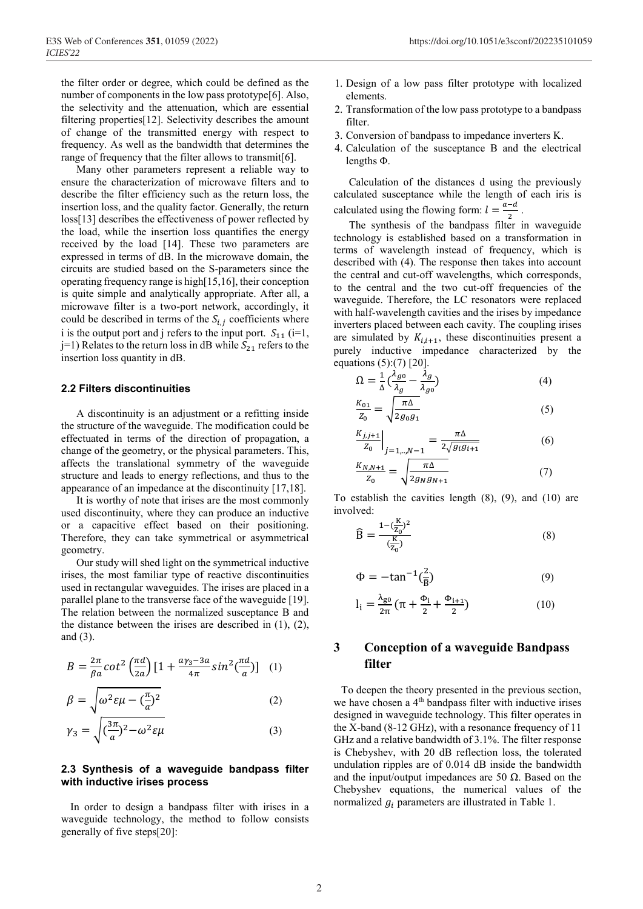the filter order or degree, which could be defined as the number of components in the low pass prototype[6]. Also, the selectivity and the attenuation, which are essential filtering properties[12]. Selectivity describes the amount of change of the transmitted energy with respect to frequency. As well as the bandwidth that determines the range of frequency that the filter allows to transmit[6].

Many other parameters represent a reliable way to ensure the characterization of microwave filters and to describe the filter efficiency such as the return loss, the insertion loss, and the quality factor. Generally, the return loss[13] describes the effectiveness of power reflected by the load, while the insertion loss quantifies the energy received by the load [14]. These two parameters are expressed in terms of dB. In the microwave domain, the circuits are studied based on the S-parameters since the operating frequency range is high[15,16], their conception is quite simple and analytically appropriate. After all, a microwave filter is a two-port network, accordingly, it could be described in terms of the $S_{i,j}$ coefficients where i is the output port and j refers to the input port. $S_{11}$ (i=1, j=1) Relates to the return loss in dB while $S_{21}$ refers to the insertion loss quantity in dB.

### 2.2 Filters discontinuities

A discontinuity is an adjustment or a refitting inside the structure of the waveguide. The modification could be effectuated in terms of the direction of propagation, a change of the geometry, or the physical parameters. This, affects the translational symmetry of the waveguide structure and leads to energy reflections, and thus to the appearance of an impedance at the discontinuity [17,18].

It is worthy of note that irises are the most commonly used discontinuity, where they can produce an inductive or a capacitive effect based on their positioning. Therefore, they can take symmetrical or asymmetrical geometry.

Our study will shed light on the symmetrical inductive irises, the most familiar type of reactive discontinuities used in rectangular waveguides. The irises are placed in a parallel plane to the transverse face of the waveguide [19]. The relation between the normalized susceptance B and the distance between the irises are described in (1), (2), and (3).

$$B = \frac{2\pi}{\beta a}\cot^2\left(\frac{\pi d}{2a}\right)\left[1 + \frac{a\gamma_3 - 3a}{4\pi}\sin^2\left(\frac{\pi d}{a}\right)\right] \quad (1)$$

$$\beta = \sqrt{\omega^2\varepsilon\mu - \left(\frac{\pi}{a}\right)^2} \quad (2)$$

$$\gamma_3 = \sqrt{\left(\frac{3\pi}{a}\right)^2 - \omega^2\varepsilon\mu} \quad (3)$$

### 2.3 Synthesis of a waveguide bandpass filter with inductive irises process

In order to design a bandpass filter with irises in a waveguide technology, the method to follow consists generally of five steps[20]:

1. Design of a low pass filter prototype with localized elements.
2. Transformation of the low pass prototype to a bandpass filter.
3. Conversion of bandpass to impedance inverters K.
4. Calculation of the susceptance B and the electrical lengths Φ.

Calculation of the distances d using the previously calculated susceptance while the length of each iris is calculated using the flowing form: $l = \frac{a-d}{2}$.

The synthesis of the bandpass filter in waveguide technology is established based on a transformation in terms of wavelength instead of frequency, which is described with (4). The response then takes into account the central and cut-off wavelengths, which corresponds, to the central and the two cut-off frequencies of the waveguide. Therefore, the LC resonators were replaced with half-wavelength cavities and the irises by impedance inverters placed between each cavity. The coupling irises are simulated by $K_{i,i+1}$, these discontinuities present a purely inductive impedance characterized by the equations (5):(7) [20].

$$\Omega = \frac{1}{\Delta}\left(\frac{\lambda_{g0}}{\lambda_g} - \frac{\lambda_g}{\lambda_{g0}}\right) \quad (4)$$

$$\frac{K_{01}}{Z_0} = \sqrt{\frac{\pi\Delta}{2g_0g_1}} \quad (5)$$

$$\left.\frac{K_{j,j+1}}{Z_0}\right|_{j=1,\ldots,N-1} = \frac{\pi\Delta}{2\sqrt{g_ig_{i+1}}} \quad (6)$$

$$\frac{K_{N,N+1}}{Z_0} = \sqrt{\frac{\pi\Delta}{2g_Ng_{N+1}}} \quad (7)$$

To establish the cavities length (8), (9), and (10) are involved:

$$\widehat{B} = \frac{1-\left(\frac{K}{Z_0}\right)^2}{\left(\frac{K}{Z_0}\right)} \quad (8)$$

$$\Phi = -\tan^{-1}\left(\frac{2}{\widehat{B}}\right) \quad (9)$$

$$l_i = \frac{\lambda_{g0}}{2\pi}\left(\pi + \frac{\Phi_i}{2} + \frac{\Phi_{i+1}}{2}\right) \quad (10)$$

## 3 Conception of a waveguide Bandpass filter

To deepen the theory presented in the previous section, we have chosen a 4[th] bandpass filter with inductive irises designed in waveguide technology. This filter operates in the X-band (8-12 GHz), with a resonance frequency of 11 GHz and a relative bandwidth of 3.1%. The filter response is Chebyshev, with 20 dB reflection loss, the tolerated undulation ripples are of 0.014 dB inside the bandwidth and the input/output impedances are 50 Ω. Based on the Chebyshev equations, the numerical values of the normalized $g_i$ parameters are illustrated in Table 1.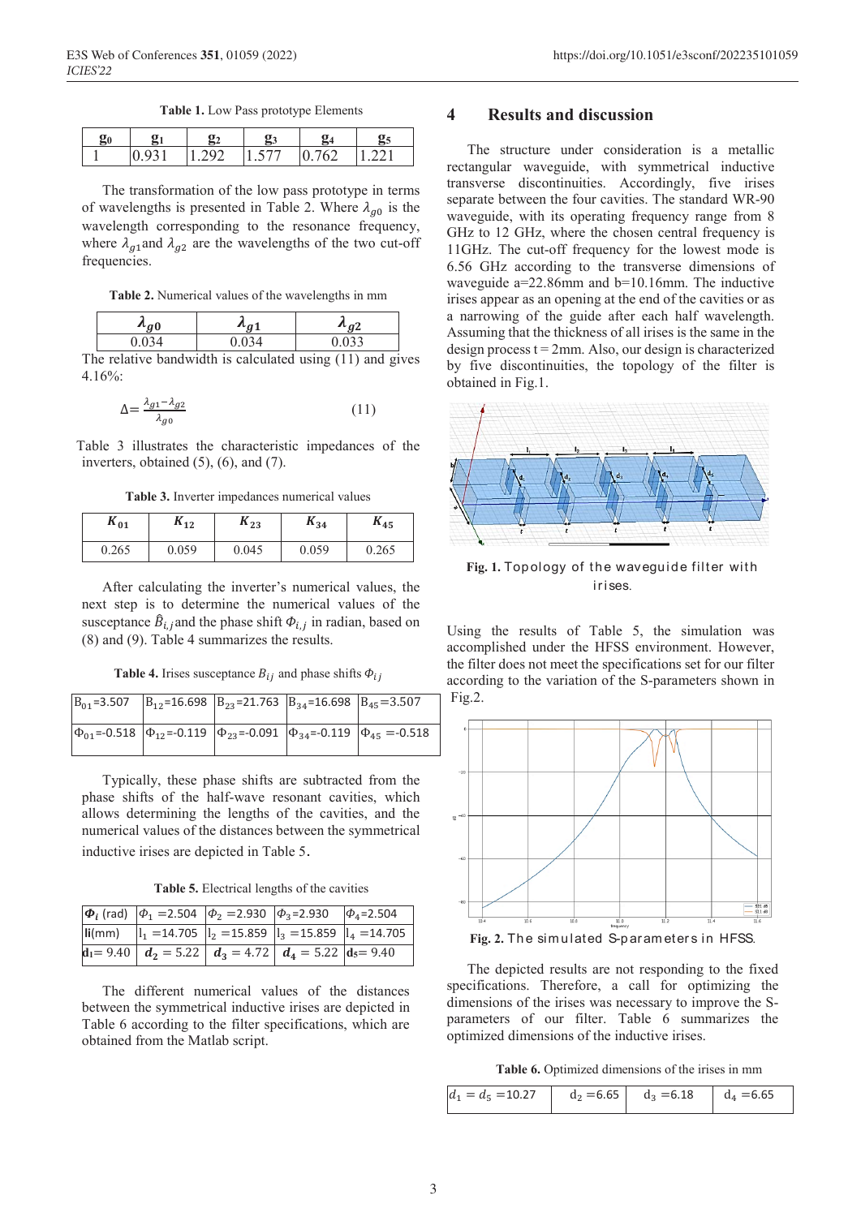**Table 1.** Low Pass prototype Elements

| $g_0$ | $g_1$ | $g_2$ | $g_3$ | $g_4$ | $g_5$ |
|---|---|---|---|---|---|
| 1 | 0.931 | 1.292 | 1.577 | 0.762 | 1.221 |

The transformation of the low pass prototype in terms of wavelengths is presented in Table 2. Where $\lambda_{g0}$ is the wavelength corresponding to the resonance frequency, where $\lambda_{g1}$ and $\lambda_{g2}$ are the wavelengths of the two cut-off frequencies.

**Table 2.** Numerical values of the wavelengths in mm

| $\lambda_{g0}$ | $\lambda_{g1}$ | $\lambda_{g2}$ |
|---|---|---|
| 0.034 | 0.034 | 0.033 |

The relative bandwidth is calculated using (11) and gives 4.16%:

$$\Delta = \frac{\lambda_{g1} - \lambda_{g2}}{\lambda_{g0}} \tag{11}$$

Table 3 illustrates the characteristic impedances of the inverters, obtained (5), (6), and (7).

**Table 3.** Inverter impedances numerical values

| $K_{01}$ | $K_{12}$ | $K_{23}$ | $K_{34}$ | $K_{45}$ |
|---|---|---|---|---|
| 0.265 | 0.059 | 0.045 | 0.059 | 0.265 |

After calculating the inverter's numerical values, the next step is to determine the numerical values of the susceptance $\hat{B}_{i,j}$ and the phase shift $\Phi_{i,j}$ in radian, based on (8) and (9). Table 4 summarizes the results.

**Table 4.** Irises susceptance $B_{ij}$ and phase shifts $\Phi_{ij}$

| $B_{01}$=3.507 | $B_{12}$=16.698 | $B_{23}$=21.763 | $B_{34}$=16.698 | $B_{45}$=3.507 |
|---|---|---|---|---|
| $\Phi_{01}$=-0.518 | $\Phi_{12}$=-0.119 | $\Phi_{23}$=-0.091 | $\Phi_{34}$=-0.119 | $\Phi_{45}$ =-0.518 |

Typically, these phase shifts are subtracted from the phase shifts of the half-wave resonant cavities, which allows determining the lengths of the cavities, and the numerical values of the distances between the symmetrical inductive irises are depicted in Table 5.

**Table 5.** Electrical lengths of the cavities

| $\Phi_i$ (rad) | $\Phi_1$ =2.504 | $\Phi_2$ =2.930 | $\Phi_3$=2.930 | $\Phi_4$=2.504 |
|---|---|---|---|---|
| li(mm) | $l_1$ =14.705 | $l_2$ =15.859 | $l_3$ =15.859 | $l_4$ =14.705 |
| $d_1$= 9.40 | $d_2$ = 5.22 | $d_3$ = 4.72 | $d_4$ = 5.22 | $d_5$= 9.40 |

The different numerical values of the distances between the symmetrical inductive irises are depicted in Table 6 according to the filter specifications, which are obtained from the Matlab script.

## 4 Results and discussion

The structure under consideration is a metallic rectangular waveguide, with symmetrical inductive transverse discontinuities. Accordingly, five irises separate between the four cavities. The standard WR-90 waveguide, with its operating frequency range from 8 GHz to 12 GHz, where the chosen central frequency is 11GHz. The cut-off frequency for the lowest mode is 6.56 GHz according to the transverse dimensions of waveguide a=22.86mm and b=10.16mm. The inductive irises appear as an opening at the end of the cavities or as a narrowing of the guide after each half wavelength. Assuming that the thickness of all irises is the same in the design process t = 2mm. Also, our design is characterized by five discontinuities, the topology of the filter is obtained in Fig.1.

**Fig. 1.** Topology of the waveguide filter with irises.

Using the results of Table 5, the simulation was accomplished under the HFSS environment. However, the filter does not meet the specifications set for our filter according to the variation of the S-parameters shown in Fig.2.

**Fig. 2.** The simulated S-parameters in HFSS.

The depicted results are not responding to the fixed specifications. Therefore, a call for optimizing the dimensions of the irises was necessary to improve the S-parameters of our filter. Table 6 summarizes the optimized dimensions of the inductive irises.

**Table 6.** Optimized dimensions of the irises in mm

| $d_1 = d_5$ =10.27 | $d_2$ =6.65 | $d_3$ =6.18 | $d_4$ =6.65 |
|---|---|---|---|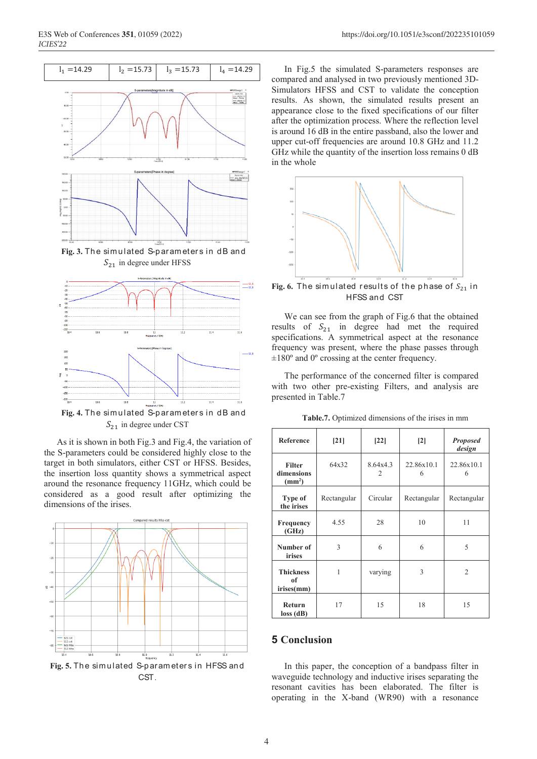| $l_1$ =14.29 | $l_2$ =15.73 | $l_3$ =15.73 | $l_4$ =14.29 |
|---|---|---|---|

**Fig. 3.** The simulated S-parameters in dB and $S_{21}$ in degree under HFSS

**Fig. 4.** The simulated S-parameters in dB and $S_{21}$ in degree under CST

As it is shown in both Fig.3 and Fig.4, the variation of the S-parameters could be considered highly close to the target in both simulators, either CST or HFSS. Besides, the insertion loss quantity shows a symmetrical aspect around the resonance frequency 11GHz, which could be considered as a good result after optimizing the dimensions of the irises.

**Fig. 5.** The simulated S-parameters in HFSS and CST.

In Fig.5 the simulated S-parameters responses are compared and analysed in two previously mentioned 3D-Simulators HFSS and CST to validate the conception results. As shown, the simulated results present an appearance close to the fixed specifications of our filter after the optimization process. Where the reflection level is around 16 dB in the entire passband, also the lower and upper cut-off frequencies are around 10.8 GHz and 11.2 GHz while the quantity of the insertion loss remains 0 dB in the whole

**Fig. 6.** The simulated results of the phase of $S_{21}$ in HFSS and CST

We can see from the graph of Fig.6 that the obtained results of $S_{21}$ in degree had met the required specifications. A symmetrical aspect at the resonance frequency was present, where the phase passes through ±180º and 0º crossing at the center frequency.

The performance of the concerned filter is compared with two other pre-existing Filters, and analysis are presented in Table.7

**Table.7.** Optimized dimensions of the irises in mm

| Reference | [21] | [22] | [2] | *Proposed design* |
|---|---|---|---|---|
| **Filter dimensions (mm²)** | 64x32 | 8.64x4.32 | 22.86x10.16 | 22.86x10.16 |
| **Type of the irises** | Rectangular | Circular | Rectangular | Rectangular |
| **Frequency (GHz)** | 4.55 | 28 | 10 | 11 |
| **Number of irises** | 3 | 6 | 6 | 5 |
| **Thickness of irises(mm)** | 1 | varying | 3 | 2 |
| **Return loss (dB)** | 17 | 15 | 18 | 15 |

## 5 Conclusion

In this paper, the conception of a bandpass filter in waveguide technology and inductive irises separating the resonant cavities has been elaborated. The filter is operating in the X-band (WR90) with a resonance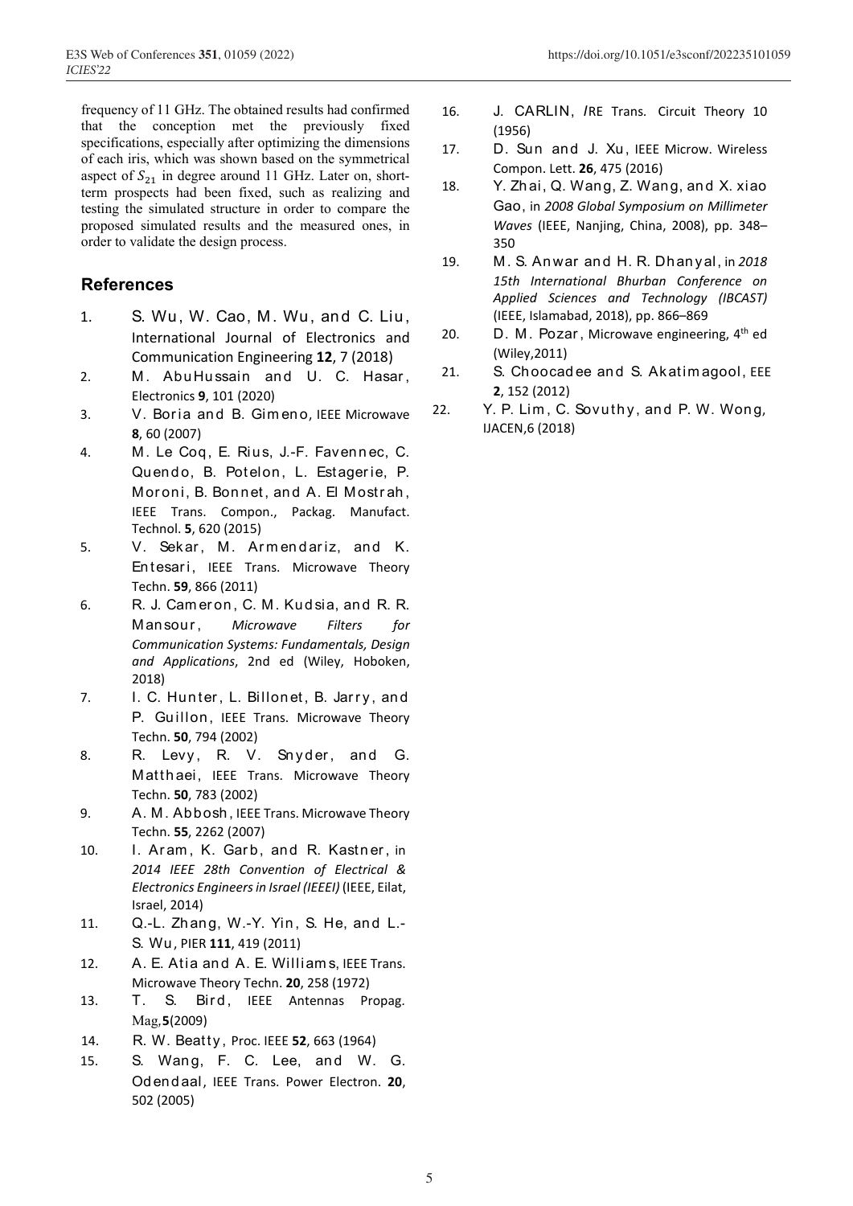frequency of 11 GHz. The obtained results had confirmed that the conception met the previously fixed specifications, especially after optimizing the dimensions of each iris, which was shown based on the symmetrical aspect of $S_{21}$ in degree around 11 GHz. Later on, short-term prospects had been fixed, such as realizing and testing the simulated structure in order to compare the proposed simulated results and the measured ones, in order to validate the design process.

## References

1. S. Wu, W. Cao, M. Wu, and C. Liu, International Journal of Electronics and Communication Engineering **12**, 7 (2018)
2. M. AbuHussain and U. C. Hasar, Electronics **9**, 101 (2020)
3. V. Boria and B. Gimeno, IEEE Microwave **8**, 60 (2007)
4. M. Le Coq, E. Rius, J.-F. Favennec, C. Quendo, B. Potelon, L. Estagerie, P. Moroni, B. Bonnet, and A. El Mostrah, IEEE Trans. Compon., Packag. Manufact. Technol. **5**, 620 (2015)
5. V. Sekar, M. Armendariz, and K. Entesari, IEEE Trans. Microwave Theory Techn. **59**, 866 (2011)
6. R. J. Cameron, C. M. Kudsia, and R. R. Mansour, *Microwave Filters for Communication Systems: Fundamentals, Design and Applications*, 2nd ed (Wiley, Hoboken, 2018)
7. I. C. Hunter, L. Billonet, B. Jarry, and P. Guillon, IEEE Trans. Microwave Theory Techn. **50**, 794 (2002)
8. R. Levy, R. V. Snyder, and G. Matthaei, IEEE Trans. Microwave Theory Techn. **50**, 783 (2002)
9. A. M. Abbosh, IEEE Trans. Microwave Theory Techn. **55**, 2262 (2007)
10. I. Aram, K. Garb, and R. Kastner, in *2014 IEEE 28th Convention of Electrical & Electronics Engineers in Israel (IEEEI)* (IEEE, Eilat, Israel, 2014)
11. Q.-L. Zhang, W.-Y. Yin, S. He, and L.-S. Wu, PIER **111**, 419 (2011)
12. A. E. Atia and A. E. Williams, IEEE Trans. Microwave Theory Techn. **20**, 258 (1972)
13. T. S. Bird, IEEE Antennas Propag. Mag,**5**(2009)
14. R. W. Beatty, Proc. IEEE **52**, 663 (1964)
15. S. Wang, F. C. Lee, and W. G. Odendaal, IEEE Trans. Power Electron. **20**, 502 (2005)
16. J. CARLIN, *I*RE Trans. Circuit Theory 10 (1956)
17. D. Sun and J. Xu, IEEE Microw. Wireless Compon. Lett. **26**, 475 (2016)
18. Y. Zhai, Q. Wang, Z. Wang, and X. xiao Gao, in *2008 Global Symposium on Millimeter Waves* (IEEE, Nanjing, China, 2008), pp. 348–350
19. M. S. Anwar and H. R. Dhanyal, in *2018 15th International Bhurban Conference on Applied Sciences and Technology (IBCAST)* (IEEE, Islamabad, 2018), pp. 866–869
20. D. M. Pozar, Microwave engineering, 4th ed (Wiley,2011)
21. S. Choocadee and S. Akatimagool, EEE **2**, 152 (2012)
22. Y. P. Lim, C. Sovuthy, and P. W. Wong, IJACEN,6 (2018)